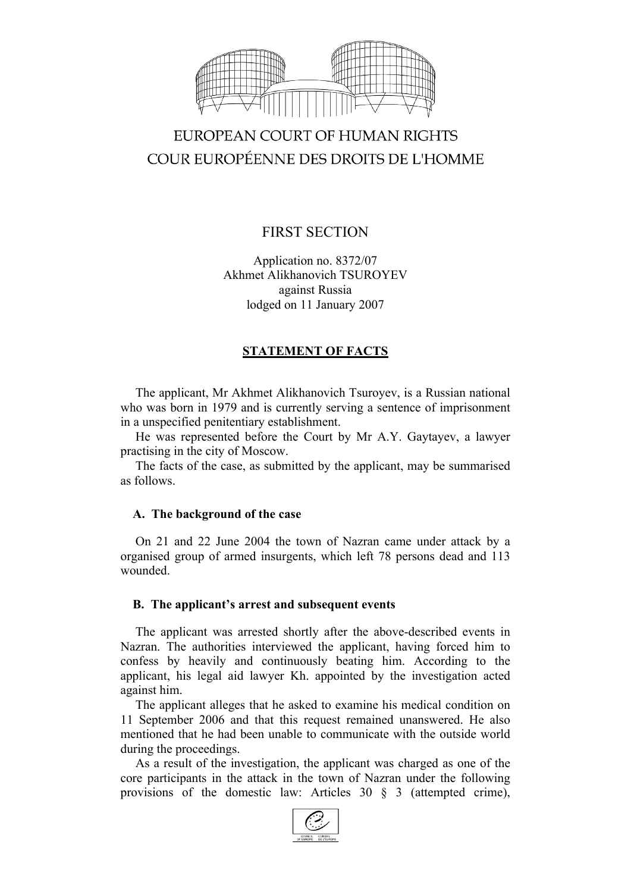EUROPEAN COURT OF HUMAN RIGHTS
COUR EUROPÉENNE DES DROITS DE L'HOMME

FIRST SECTION

Application no. 8372/07
Akhmet Alikhanovich TSUROYEV
against Russia
lodged on 11 January 2007

## STATEMENT OF FACTS

The applicant, Mr Akhmet Alikhanovich Tsuroyev, is a Russian national who was born in 1979 and is currently serving a sentence of imprisonment in a unspecified penitentiary establishment.

He was represented before the Court by Mr A.Y. Gaytayev, a lawyer practising in the city of Moscow.

The facts of the case, as submitted by the applicant, may be summarised as follows.

### A. The background of the case

On 21 and 22 June 2004 the town of Nazran came under attack by a organised group of armed insurgents, which left 78 persons dead and 113 wounded.

### B. The applicant's arrest and subsequent events

The applicant was arrested shortly after the above-described events in Nazran. The authorities interviewed the applicant, having forced him to confess by heavily and continuously beating him. According to the applicant, his legal aid lawyer Kh. appointed by the investigation acted against him.

The applicant alleges that he asked to examine his medical condition on 11 September 2006 and that this request remained unanswered. He also mentioned that he had been unable to communicate with the outside world during the proceedings.

As a result of the investigation, the applicant was charged as one of the core participants in the attack in the town of Nazran under the following provisions of the domestic law: Articles 30 § 3 (attempted crime),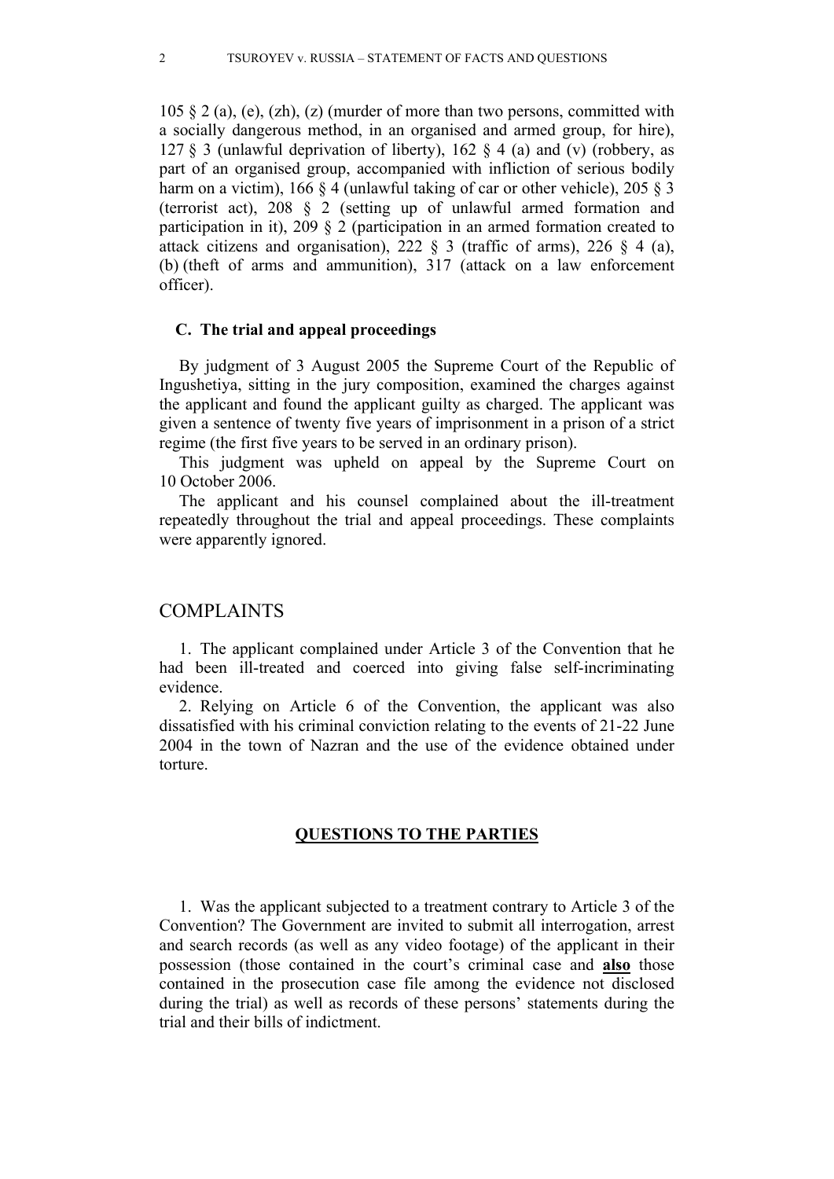105 § 2 (a), (e), (zh), (z) (murder of more than two persons, committed with a socially dangerous method, in an organised and armed group, for hire), 127 § 3 (unlawful deprivation of liberty), 162 § 4 (a) and (v) (robbery, as part of an organised group, accompanied with infliction of serious bodily harm on a victim), 166 § 4 (unlawful taking of car or other vehicle), 205 § 3 (terrorist act), 208 § 2 (setting up of unlawful armed formation and participation in it), 209 § 2 (participation in an armed formation created to attack citizens and organisation), 222 § 3 (traffic of arms), 226 § 4 (a), (b) (theft of arms and ammunition), 317 (attack on a law enforcement officer).

### C. The trial and appeal proceedings

By judgment of 3 August 2005 the Supreme Court of the Republic of Ingushetiya, sitting in the jury composition, examined the charges against the applicant and found the applicant guilty as charged. The applicant was given a sentence of twenty five years of imprisonment in a prison of a strict regime (the first five years to be served in an ordinary prison).

This judgment was upheld on appeal by the Supreme Court on 10 October 2006.

The applicant and his counsel complained about the ill-treatment repeatedly throughout the trial and appeal proceedings. These complaints were apparently ignored.

## COMPLAINTS

1. The applicant complained under Article 3 of the Convention that he had been ill-treated and coerced into giving false self-incriminating evidence.

2. Relying on Article 6 of the Convention, the applicant was also dissatisfied with his criminal conviction relating to the events of 21-22 June 2004 in the town of Nazran and the use of the evidence obtained under torture.

## QUESTIONS TO THE PARTIES

1. Was the applicant subjected to a treatment contrary to Article 3 of the Convention? The Government are invited to submit all interrogation, arrest and search records (as well as any video footage) of the applicant in their possession (those contained in the court's criminal case and **also** those contained in the prosecution case file among the evidence not disclosed during the trial) as well as records of these persons' statements during the trial and their bills of indictment.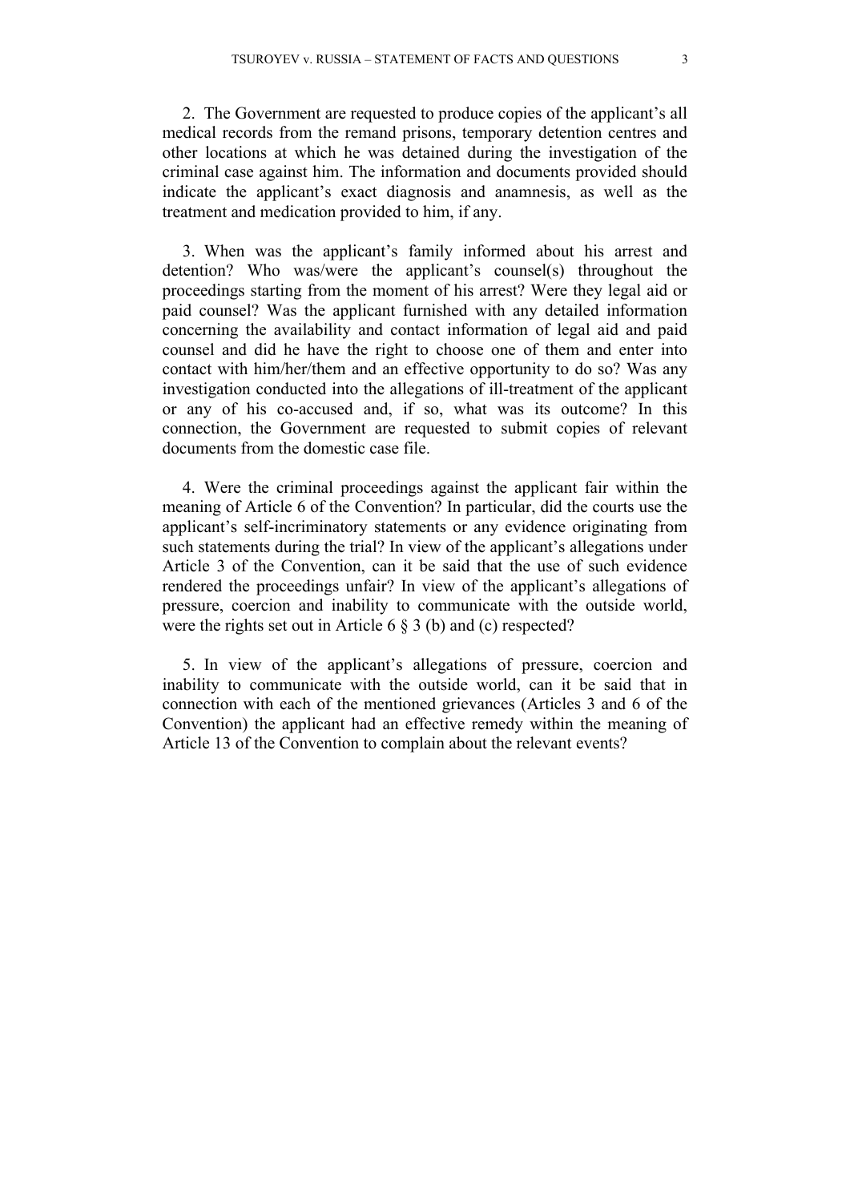2. The Government are requested to produce copies of the applicant's all medical records from the remand prisons, temporary detention centres and other locations at which he was detained during the investigation of the criminal case against him. The information and documents provided should indicate the applicant's exact diagnosis and anamnesis, as well as the treatment and medication provided to him, if any.

3. When was the applicant's family informed about his arrest and detention? Who was/were the applicant's counsel(s) throughout the proceedings starting from the moment of his arrest? Were they legal aid or paid counsel? Was the applicant furnished with any detailed information concerning the availability and contact information of legal aid and paid counsel and did he have the right to choose one of them and enter into contact with him/her/them and an effective opportunity to do so? Was any investigation conducted into the allegations of ill-treatment of the applicant or any of his co-accused and, if so, what was its outcome? In this connection, the Government are requested to submit copies of relevant documents from the domestic case file.

4. Were the criminal proceedings against the applicant fair within the meaning of Article 6 of the Convention? In particular, did the courts use the applicant's self-incriminatory statements or any evidence originating from such statements during the trial? In view of the applicant's allegations under Article 3 of the Convention, can it be said that the use of such evidence rendered the proceedings unfair? In view of the applicant's allegations of pressure, coercion and inability to communicate with the outside world, were the rights set out in Article 6 § 3 (b) and (c) respected?

5. In view of the applicant's allegations of pressure, coercion and inability to communicate with the outside world, can it be said that in connection with each of the mentioned grievances (Articles 3 and 6 of the Convention) the applicant had an effective remedy within the meaning of Article 13 of the Convention to complain about the relevant events?